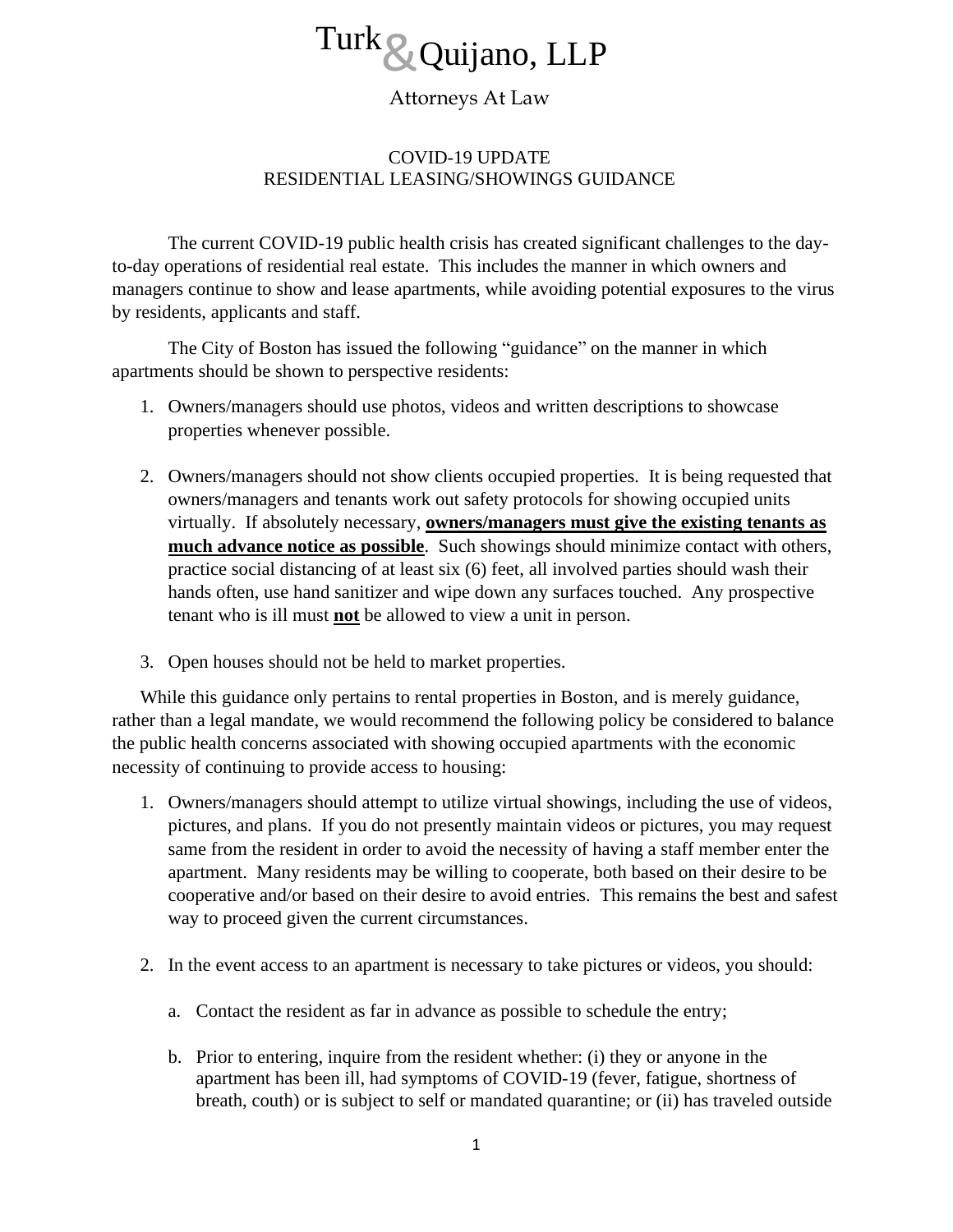# Turk & Quijano, LLP

Attorneys At Law

## COVID-19 UPDATE
## RESIDENTIAL LEASING/SHOWINGS GUIDANCE

The current COVID-19 public health crisis has created significant challenges to the day-to-day operations of residential real estate. This includes the manner in which owners and managers continue to show and lease apartments, while avoiding potential exposures to the virus by residents, applicants and staff.

The City of Boston has issued the following "guidance" on the manner in which apartments should be shown to perspective residents:

1. Owners/managers should use photos, videos and written descriptions to showcase properties whenever possible.

2. Owners/managers should not show clients occupied properties. It is being requested that owners/managers and tenants work out safety protocols for showing occupied units virtually. If absolutely necessary, **owners/managers must give the existing tenants as much advance notice as possible**. Such showings should minimize contact with others, practice social distancing of at least six (6) feet, all involved parties should wash their hands often, use hand sanitizer and wipe down any surfaces touched. Any prospective tenant who is ill must **not** be allowed to view a unit in person.

3. Open houses should not be held to market properties.

While this guidance only pertains to rental properties in Boston, and is merely guidance, rather than a legal mandate, we would recommend the following policy be considered to balance the public health concerns associated with showing occupied apartments with the economic necessity of continuing to provide access to housing:

1. Owners/managers should attempt to utilize virtual showings, including the use of videos, pictures, and plans. If you do not presently maintain videos or pictures, you may request same from the resident in order to avoid the necessity of having a staff member enter the apartment. Many residents may be willing to cooperate, both based on their desire to be cooperative and/or based on their desire to avoid entries. This remains the best and safest way to proceed given the current circumstances.

2. In the event access to an apartment is necessary to take pictures or videos, you should:

   a. Contact the resident as far in advance as possible to schedule the entry;

   b. Prior to entering, inquire from the resident whether: (i) they or anyone in the apartment has been ill, had symptoms of COVID-19 (fever, fatigue, shortness of breath, couth) or is subject to self or mandated quarantine; or (ii) has traveled outside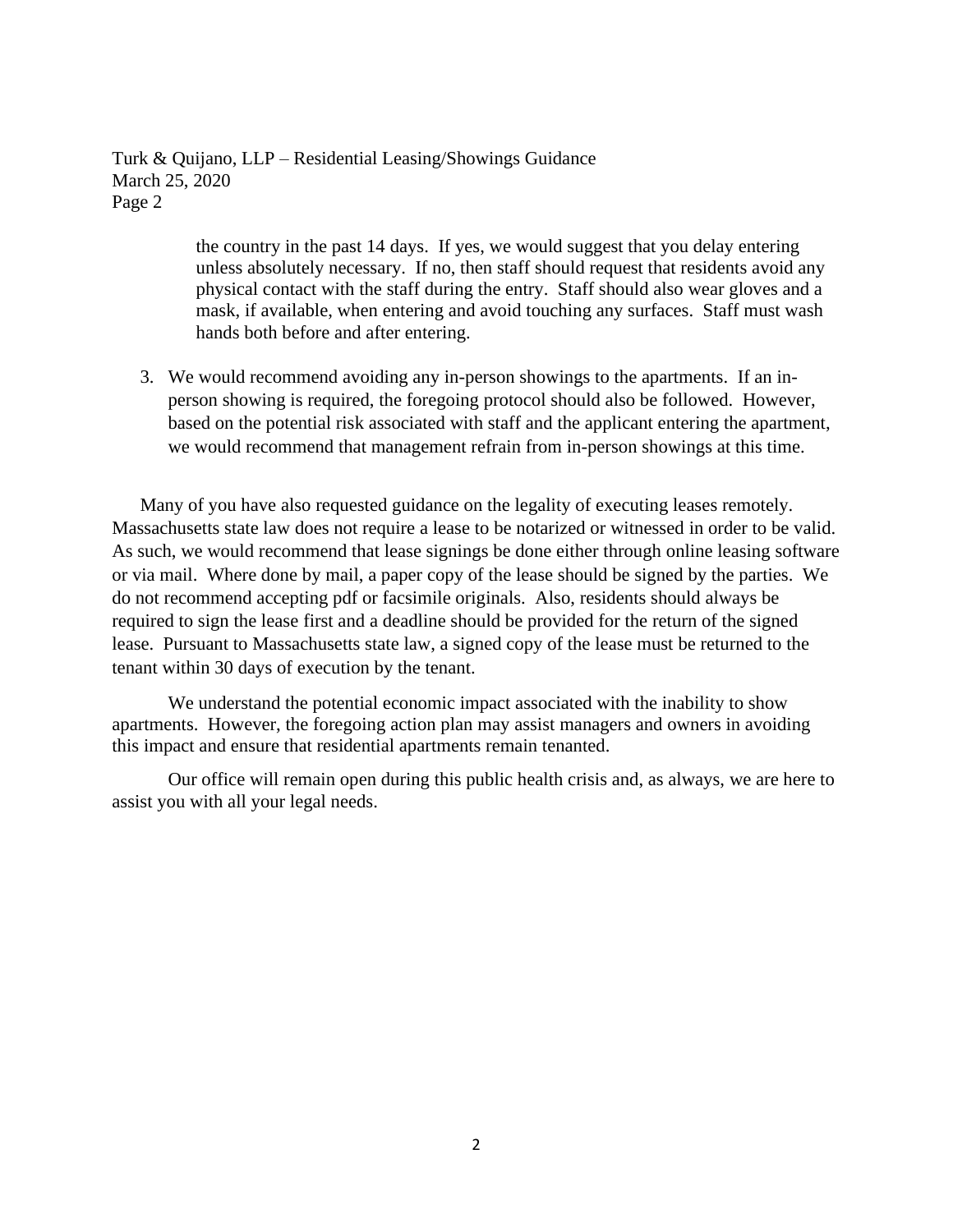the country in the past 14 days. If yes, we would suggest that you delay entering unless absolutely necessary. If no, then staff should request that residents avoid any physical contact with the staff during the entry. Staff should also wear gloves and a mask, if available, when entering and avoid touching any surfaces. Staff must wash hands both before and after entering.

3. We would recommend avoiding any in-person showings to the apartments. If an in-person showing is required, the foregoing protocol should also be followed. However, based on the potential risk associated with staff and the applicant entering the apartment, we would recommend that management refrain from in-person showings at this time.

Many of you have also requested guidance on the legality of executing leases remotely. Massachusetts state law does not require a lease to be notarized or witnessed in order to be valid. As such, we would recommend that lease signings be done either through online leasing software or via mail. Where done by mail, a paper copy of the lease should be signed by the parties. We do not recommend accepting pdf or facsimile originals. Also, residents should always be required to sign the lease first and a deadline should be provided for the return of the signed lease. Pursuant to Massachusetts state law, a signed copy of the lease must be returned to the tenant within 30 days of execution by the tenant.

We understand the potential economic impact associated with the inability to show apartments. However, the foregoing action plan may assist managers and owners in avoiding this impact and ensure that residential apartments remain tenanted.

Our office will remain open during this public health crisis and, as always, we are here to assist you with all your legal needs.